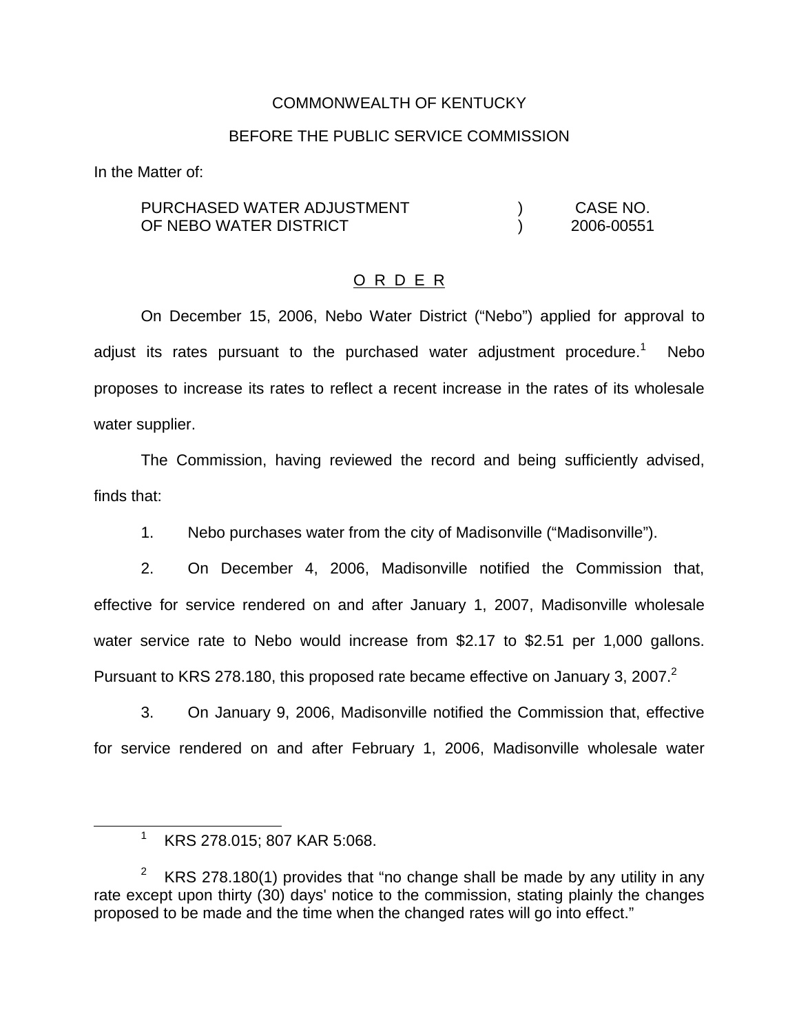COMMONWEALTH OF KENTUCKY

BEFORE THE PUBLIC SERVICE COMMISSION

In the Matter of:

| | | |
|---|---|---|
| PURCHASED WATER ADJUSTMENT OF NEBO WATER DISTRICT | ) ) | CASE NO. 2006-00551 |

<u>O R D E R</u>

On December 15, 2006, Nebo Water District ("Nebo") applied for approval to adjust its rates pursuant to the purchased water adjustment procedure.[1] Nebo proposes to increase its rates to reflect a recent increase in the rates of its wholesale water supplier.

The Commission, having reviewed the record and being sufficiently advised, finds that:

1. Nebo purchases water from the city of Madisonville ("Madisonville").

2. On December 4, 2006, Madisonville notified the Commission that, effective for service rendered on and after January 1, 2007, Madisonville wholesale water service rate to Nebo would increase from $2.17 to $2.51 per 1,000 gallons. Pursuant to KRS 278.180, this proposed rate became effective on January 3, 2007.[2]

3. On January 9, 2006, Madisonville notified the Commission that, effective for service rendered on and after February 1, 2006, Madisonville wholesale water

---

[1] KRS 278.015; 807 KAR 5:068.

[2] KRS 278.180(1) provides that "no change shall be made by any utility in any rate except upon thirty (30) days' notice to the commission, stating plainly the changes proposed to be made and the time when the changed rates will go into effect."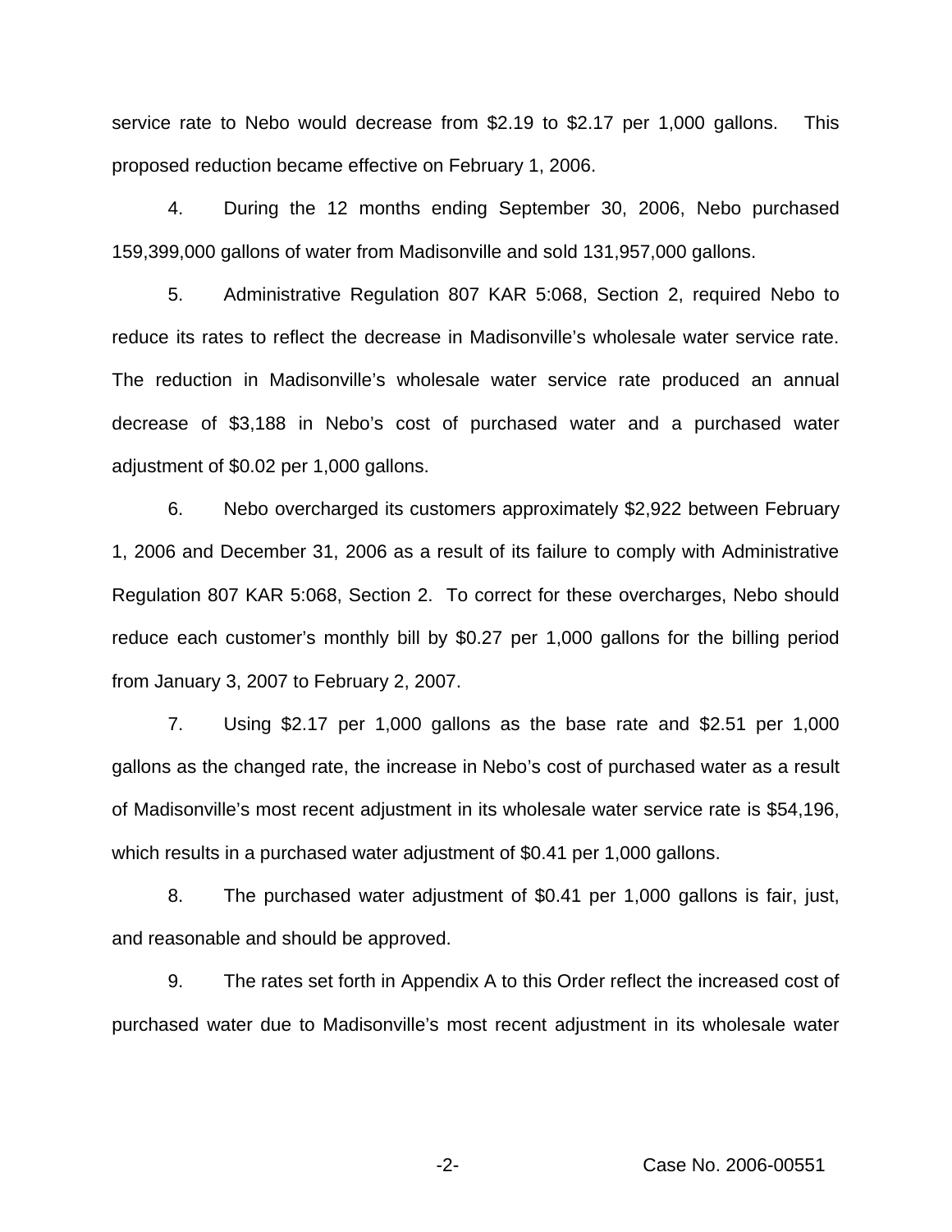service rate to Nebo would decrease from $2.19 to $2.17 per 1,000 gallons. This proposed reduction became effective on February 1, 2006.

4. During the 12 months ending September 30, 2006, Nebo purchased 159,399,000 gallons of water from Madisonville and sold 131,957,000 gallons.

5. Administrative Regulation 807 KAR 5:068, Section 2, required Nebo to reduce its rates to reflect the decrease in Madisonville's wholesale water service rate. The reduction in Madisonville's wholesale water service rate produced an annual decrease of $3,188 in Nebo's cost of purchased water and a purchased water adjustment of $0.02 per 1,000 gallons.

6. Nebo overcharged its customers approximately $2,922 between February 1, 2006 and December 31, 2006 as a result of its failure to comply with Administrative Regulation 807 KAR 5:068, Section 2. To correct for these overcharges, Nebo should reduce each customer's monthly bill by $0.27 per 1,000 gallons for the billing period from January 3, 2007 to February 2, 2007.

7. Using $2.17 per 1,000 gallons as the base rate and $2.51 per 1,000 gallons as the changed rate, the increase in Nebo's cost of purchased water as a result of Madisonville's most recent adjustment in its wholesale water service rate is $54,196, which results in a purchased water adjustment of $0.41 per 1,000 gallons.

8. The purchased water adjustment of $0.41 per 1,000 gallons is fair, just, and reasonable and should be approved.

9. The rates set forth in Appendix A to this Order reflect the increased cost of purchased water due to Madisonville's most recent adjustment in its wholesale water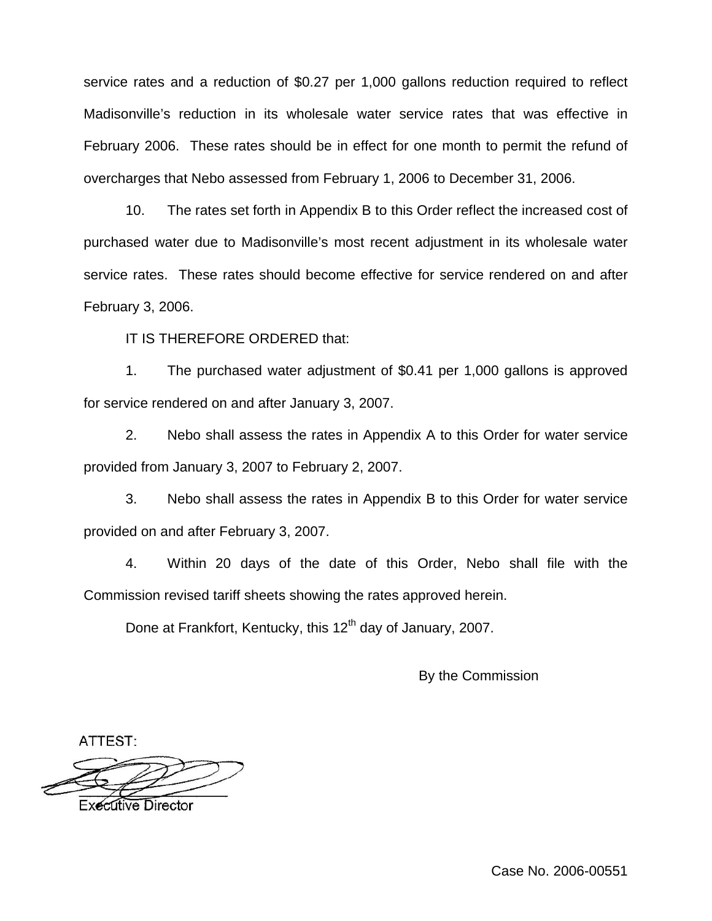service rates and a reduction of $0.27 per 1,000 gallons reduction required to reflect Madisonville's reduction in its wholesale water service rates that was effective in February 2006. These rates should be in effect for one month to permit the refund of overcharges that Nebo assessed from February 1, 2006 to December 31, 2006.

10. The rates set forth in Appendix B to this Order reflect the increased cost of purchased water due to Madisonville's most recent adjustment in its wholesale water service rates. These rates should become effective for service rendered on and after February 3, 2006.

IT IS THEREFORE ORDERED that:

1. The purchased water adjustment of $0.41 per 1,000 gallons is approved for service rendered on and after January 3, 2007.

2. Nebo shall assess the rates in Appendix A to this Order for water service provided from January 3, 2007 to February 2, 2007.

3. Nebo shall assess the rates in Appendix B to this Order for water service provided on and after February 3, 2007.

4. Within 20 days of the date of this Order, Nebo shall file with the Commission revised tariff sheets showing the rates approved herein.

Done at Frankfort, Kentucky, this 12th day of January, 2007.

By the Commission

ATTEST:

Executive Director

Case No. 2006-00551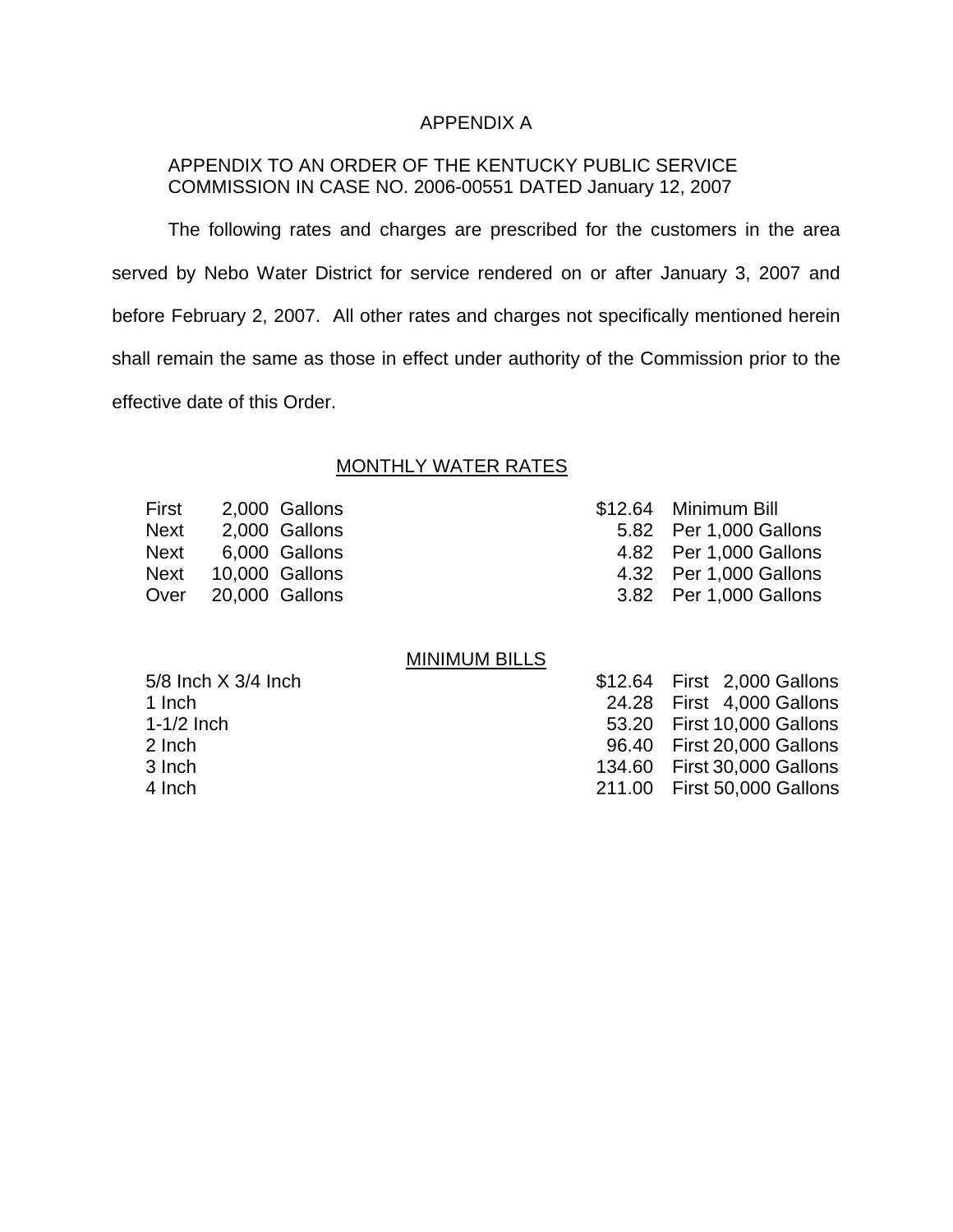# APPENDIX A

APPENDIX TO AN ORDER OF THE KENTUCKY PUBLIC SERVICE COMMISSION IN CASE NO. 2006-00551 DATED January 12, 2007

The following rates and charges are prescribed for the customers in the area served by Nebo Water District for service rendered on or after January 3, 2007 and before February 2, 2007. All other rates and charges not specifically mentioned herein shall remain the same as those in effect under authority of the Commission prior to the effective date of this Order.

## MONTHLY WATER RATES

| | | | |
|---|---|---|---|
| First | 2,000 Gallons | $12.64 | Minimum Bill |
| Next | 2,000 Gallons | 5.82 | Per 1,000 Gallons |
| Next | 6,000 Gallons | 4.82 | Per 1,000 Gallons |
| Next | 10,000 Gallons | 4.32 | Per 1,000 Gallons |
| Over | 20,000 Gallons | 3.82 | Per 1,000 Gallons |

## MINIMUM BILLS

| | | |
|---|---|---|
| 5/8 Inch X 3/4 Inch | $12.64 | First 2,000 Gallons |
| 1 Inch | 24.28 | First 4,000 Gallons |
| 1-1/2 Inch | 53.20 | First 10,000 Gallons |
| 2 Inch | 96.40 | First 20,000 Gallons |
| 3 Inch | 134.60 | First 30,000 Gallons |
| 4 Inch | 211.00 | First 50,000 Gallons |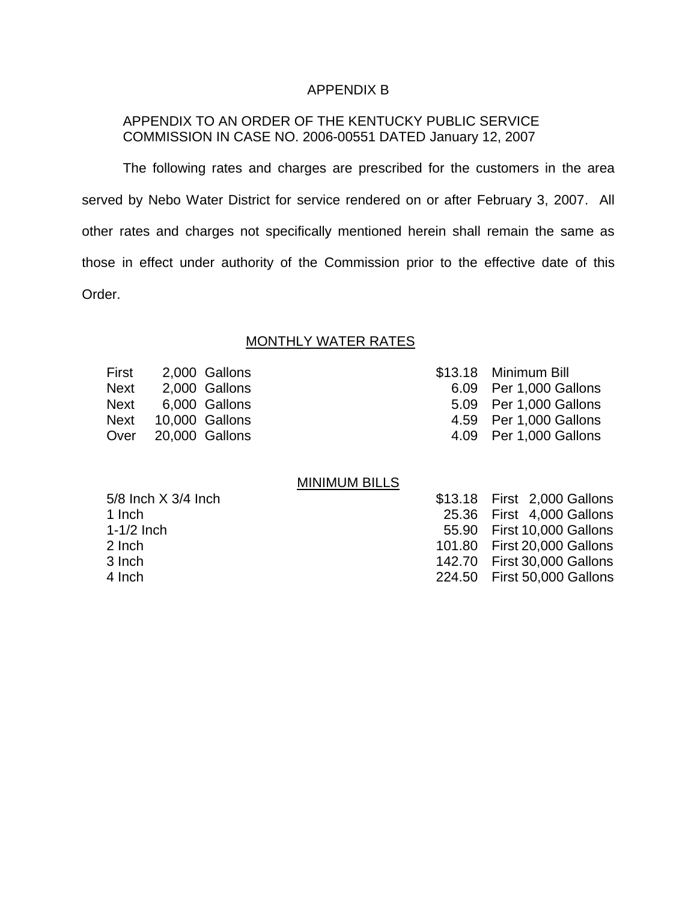# APPENDIX B

APPENDIX TO AN ORDER OF THE KENTUCKY PUBLIC SERVICE COMMISSION IN CASE NO. 2006-00551 DATED January 12, 2007

The following rates and charges are prescribed for the customers in the area served by Nebo Water District for service rendered on or after February 3, 2007. All other rates and charges not specifically mentioned herein shall remain the same as those in effect under authority of the Commission prior to the effective date of this Order.

## MONTHLY WATER RATES

| | | | |
|---|---|---|---|
| First | 2,000 Gallons | $13.18 | Minimum Bill |
| Next | 2,000 Gallons | 6.09 | Per 1,000 Gallons |
| Next | 6,000 Gallons | 5.09 | Per 1,000 Gallons |
| Next | 10,000 Gallons | 4.59 | Per 1,000 Gallons |
| Over | 20,000 Gallons | 4.09 | Per 1,000 Gallons |

## MINIMUM BILLS

| | | |
|---|---|---|
| 5/8 Inch X 3/4 Inch | $13.18 | First 2,000 Gallons |
| 1 Inch | 25.36 | First 4,000 Gallons |
| 1-1/2 Inch | 55.90 | First 10,000 Gallons |
| 2 Inch | 101.80 | First 20,000 Gallons |
| 3 Inch | 142.70 | First 30,000 Gallons |
| 4 Inch | 224.50 | First 50,000 Gallons |